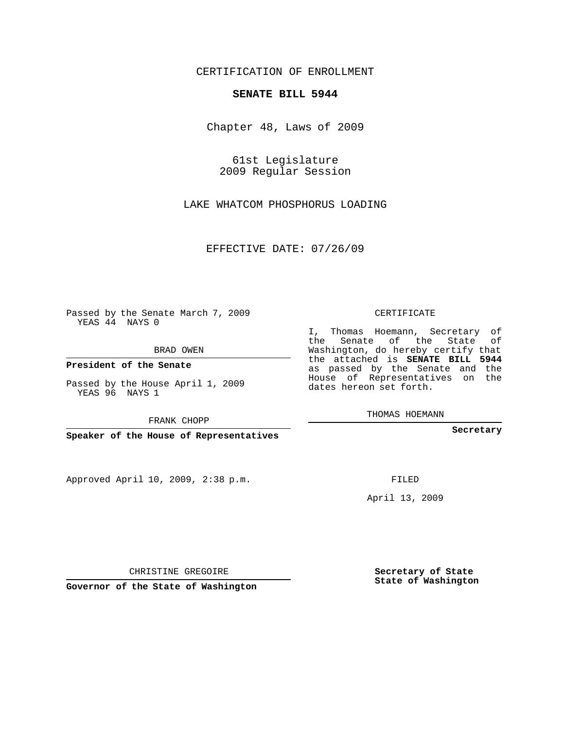CERTIFICATION OF ENROLLMENT

**SENATE BILL 5944**

Chapter 48, Laws of 2009

61st Legislature
2009 Regular Session

LAKE WHATCOM PHOSPHORUS LOADING

EFFECTIVE DATE: 07/26/09

Passed by the Senate March 7, 2009
YEAS 44 NAYS 0

BRAD OWEN

**President of the Senate**

Passed by the House April 1, 2009
YEAS 96 NAYS 1

FRANK CHOPP

**Speaker of the House of Representatives**

CERTIFICATE

I, Thomas Hoemann, Secretary of the Senate of the State of Washington, do hereby certify that the attached is **SENATE BILL 5944** as passed by the Senate and the House of Representatives on the dates hereon set forth.

THOMAS HOEMANN

**Secretary**

Approved April 10, 2009, 2:38 p.m.

FILED

April 13, 2009

CHRISTINE GREGOIRE

**Governor of the State of Washington**

**Secretary of State**
**State of Washington**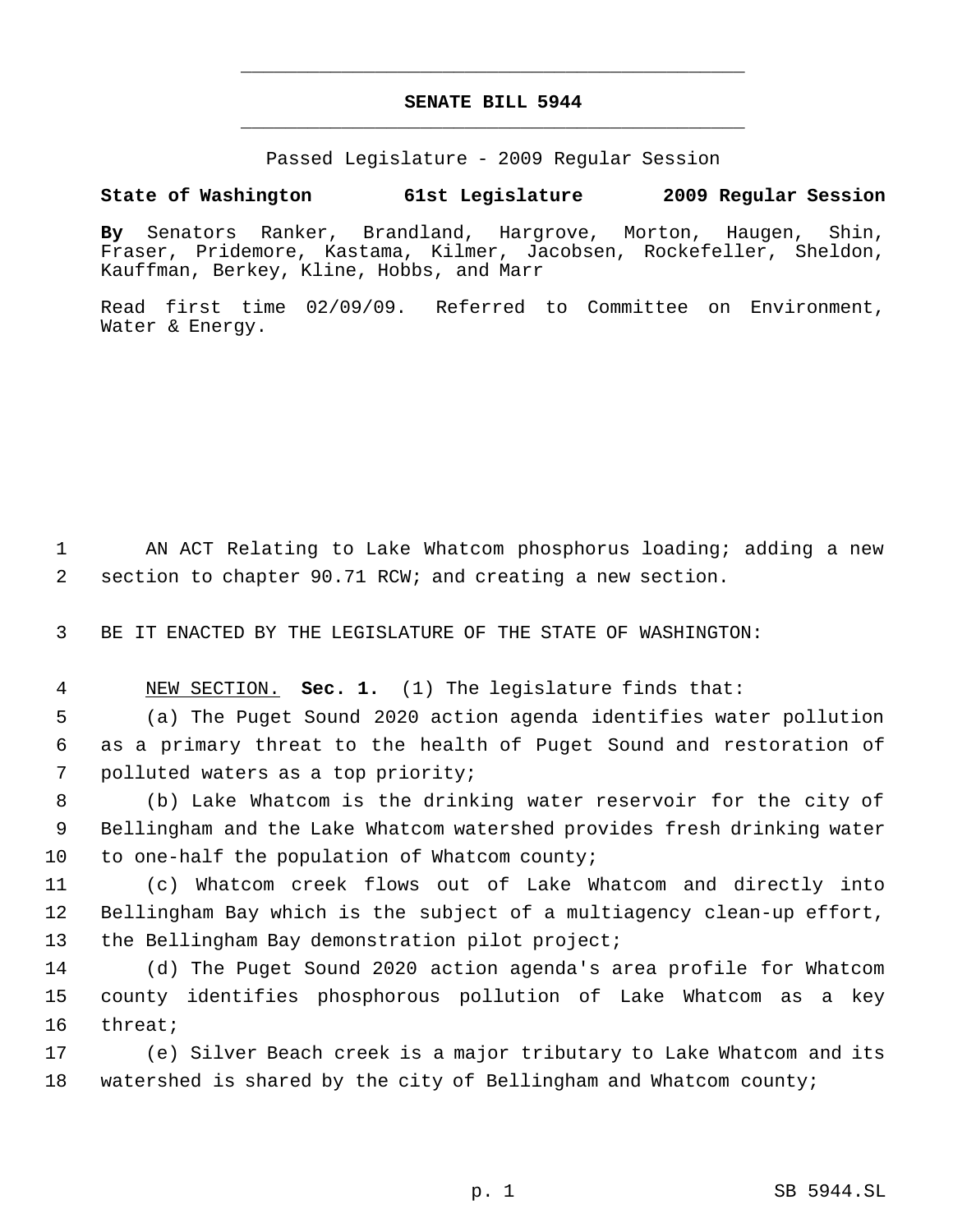**SENATE BILL 5944**

Passed Legislature - 2009 Regular Session

**State of Washington 61st Legislature 2009 Regular Session**

**By** Senators Ranker, Brandland, Hargrove, Morton, Haugen, Shin, Fraser, Pridemore, Kastama, Kilmer, Jacobsen, Rockefeller, Sheldon, Kauffman, Berkey, Kline, Hobbs, and Marr

Read first time 02/09/09. Referred to Committee on Environment, Water & Energy.

AN ACT Relating to Lake Whatcom phosphorus loading; adding a new section to chapter 90.71 RCW; and creating a new section.

BE IT ENACTED BY THE LEGISLATURE OF THE STATE OF WASHINGTON:

NEW SECTION. **Sec. 1.** (1) The legislature finds that:

(a) The Puget Sound 2020 action agenda identifies water pollution as a primary threat to the health of Puget Sound and restoration of polluted waters as a top priority;

(b) Lake Whatcom is the drinking water reservoir for the city of Bellingham and the Lake Whatcom watershed provides fresh drinking water to one-half the population of Whatcom county;

(c) Whatcom creek flows out of Lake Whatcom and directly into Bellingham Bay which is the subject of a multiagency clean-up effort, the Bellingham Bay demonstration pilot project;

(d) The Puget Sound 2020 action agenda's area profile for Whatcom county identifies phosphorous pollution of Lake Whatcom as a key threat;

(e) Silver Beach creek is a major tributary to Lake Whatcom and its watershed is shared by the city of Bellingham and Whatcom county;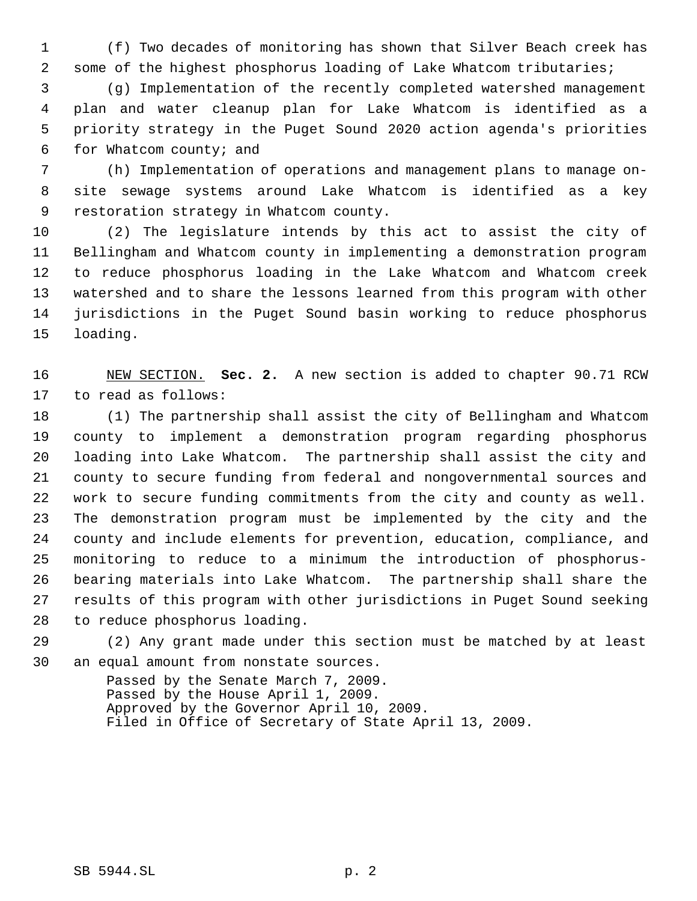(f) Two decades of monitoring has shown that Silver Beach creek has some of the highest phosphorus loading of Lake Whatcom tributaries;

(g) Implementation of the recently completed watershed management plan and water cleanup plan for Lake Whatcom is identified as a priority strategy in the Puget Sound 2020 action agenda's priorities for Whatcom county; and

(h) Implementation of operations and management plans to manage on-site sewage systems around Lake Whatcom is identified as a key restoration strategy in Whatcom county.

(2) The legislature intends by this act to assist the city of Bellingham and Whatcom county in implementing a demonstration program to reduce phosphorus loading in the Lake Whatcom and Whatcom creek watershed and to share the lessons learned from this program with other jurisdictions in the Puget Sound basin working to reduce phosphorus loading.

NEW SECTION. **Sec. 2.** A new section is added to chapter 90.71 RCW to read as follows:

(1) The partnership shall assist the city of Bellingham and Whatcom county to implement a demonstration program regarding phosphorus loading into Lake Whatcom. The partnership shall assist the city and county to secure funding from federal and nongovernmental sources and work to secure funding commitments from the city and county as well. The demonstration program must be implemented by the city and the county and include elements for prevention, education, compliance, and monitoring to reduce to a minimum the introduction of phosphorus-bearing materials into Lake Whatcom. The partnership shall share the results of this program with other jurisdictions in Puget Sound seeking to reduce phosphorus loading.

(2) Any grant made under this section must be matched by at least an equal amount from nonstate sources.

Passed by the Senate March 7, 2009.
Passed by the House April 1, 2009.
Approved by the Governor April 10, 2009.
Filed in Office of Secretary of State April 13, 2009.